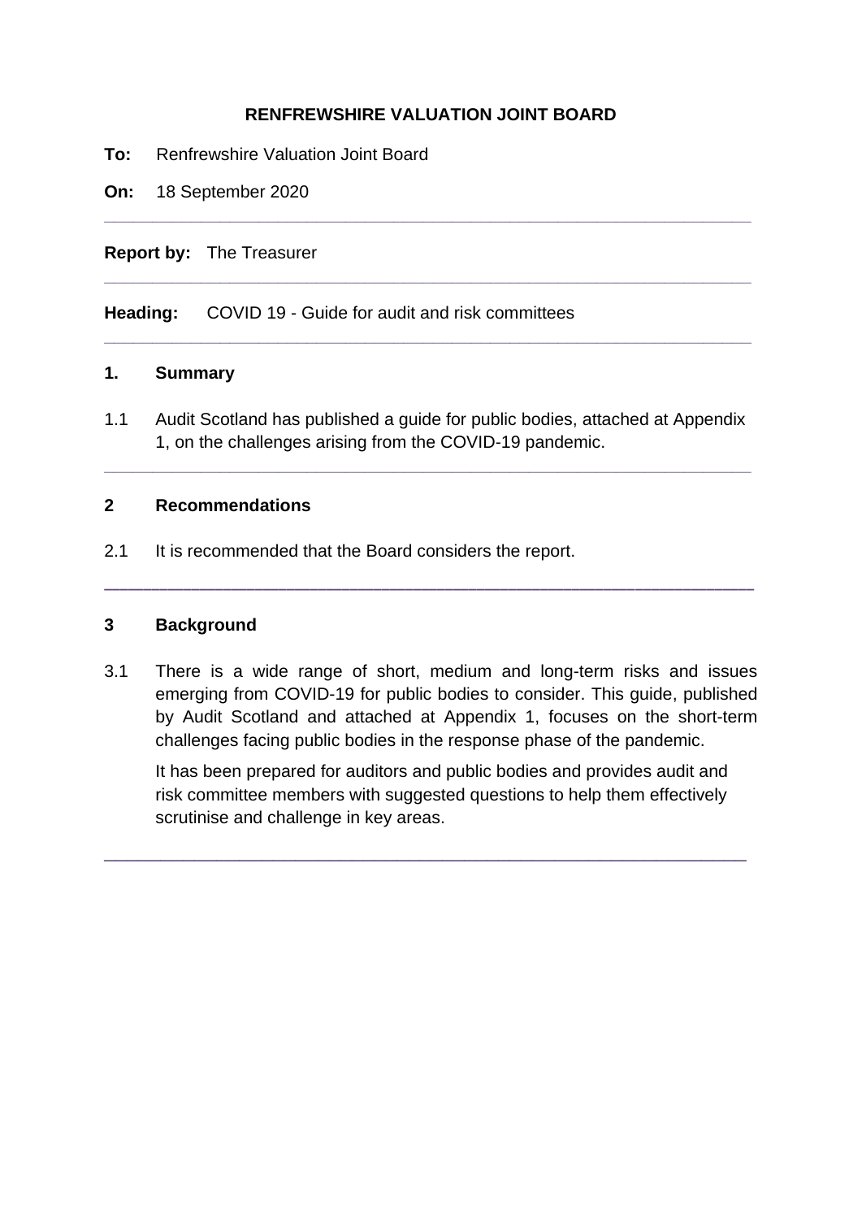**RENFREWSHIRE VALUATION JOINT BOARD**

**To:** Renfrewshire Valuation Joint Board

**On:** 18 September 2020

---

**Report by:** The Treasurer

---

**Heading:** COVID 19 - Guide for audit and risk committees

---

## 1. Summary

1.1 Audit Scotland has published a guide for public bodies, attached at Appendix 1, on the challenges arising from the COVID-19 pandemic.

---

## 2 Recommendations

2.1 It is recommended that the Board considers the report.

---

## 3 Background

3.1 There is a wide range of short, medium and long-term risks and issues emerging from COVID-19 for public bodies to consider. This guide, published by Audit Scotland and attached at Appendix 1, focuses on the short-term challenges facing public bodies in the response phase of the pandemic.

It has been prepared for auditors and public bodies and provides audit and risk committee members with suggested questions to help them effectively scrutinise and challenge in key areas.

---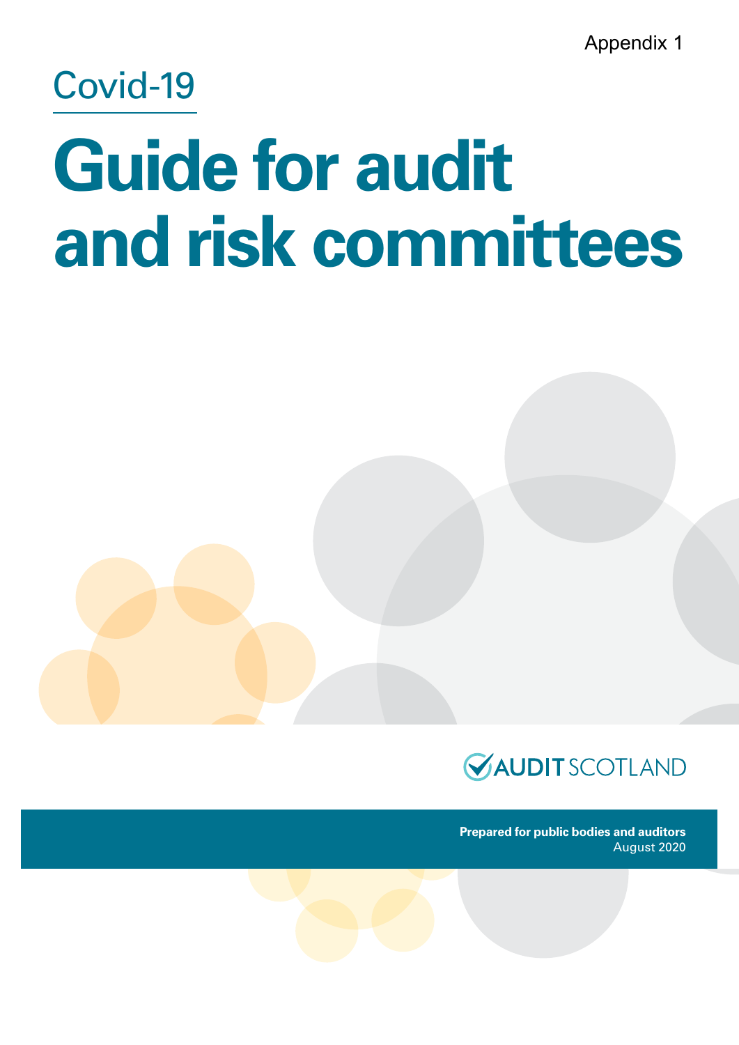Appendix 1

Covid-19

# Guide for audit and risk committees

AUDIT SCOTLAND

**Prepared for public bodies and auditors**
August 2020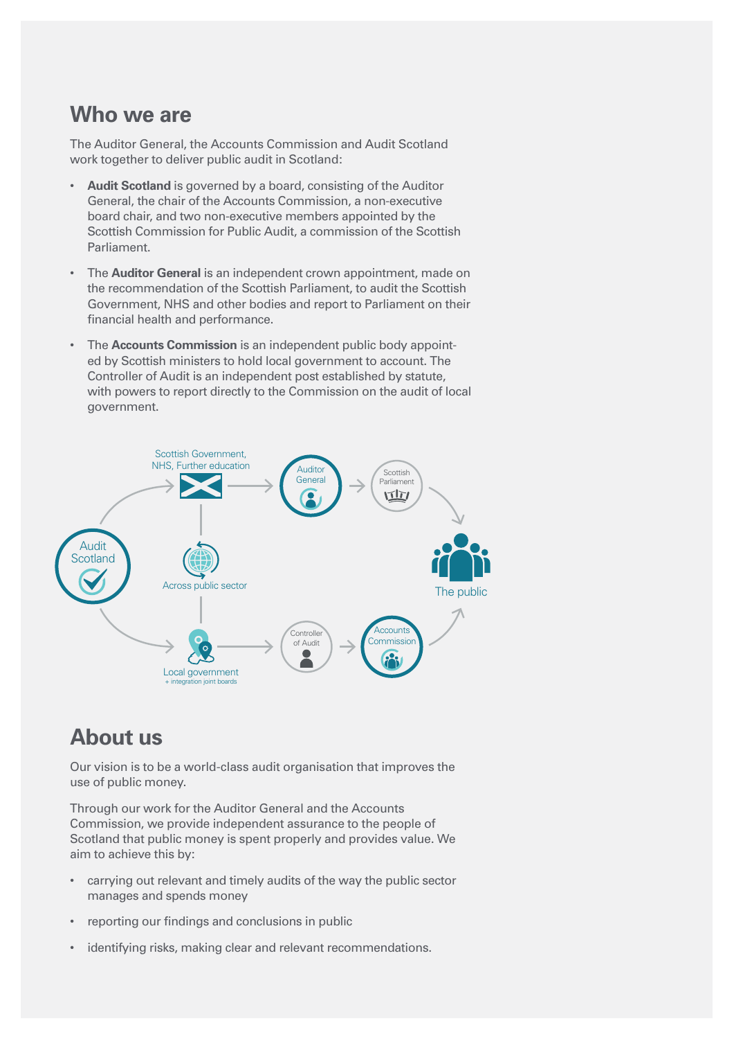## Who we are

The Auditor General, the Accounts Commission and Audit Scotland work together to deliver public audit in Scotland:

- **Audit Scotland** is governed by a board, consisting of the Auditor General, the chair of the Accounts Commission, a non-executive board chair, and two non-executive members appointed by the Scottish Commission for Public Audit, a commission of the Scottish Parliament.
- The **Auditor General** is an independent crown appointment, made on the recommendation of the Scottish Parliament, to audit the Scottish Government, NHS and other bodies and report to Parliament on their financial health and performance.
- The **Accounts Commission** is an independent public body appointed by Scottish ministers to hold local government to account. The Controller of Audit is an independent post established by statute, with powers to report directly to the Commission on the audit of local government.

Audit Scotland

Scottish Government, NHS, Further education

Auditor General

Scottish Parliament

Across public sector

The public

Local government + integration joint boards

Controller of Audit

Accounts Commission

## About us

Our vision is to be a world-class audit organisation that improves the use of public money.

Through our work for the Auditor General and the Accounts Commission, we provide independent assurance to the people of Scotland that public money is spent properly and provides value. We aim to achieve this by:

- carrying out relevant and timely audits of the way the public sector manages and spends money
- reporting our findings and conclusions in public
- identifying risks, making clear and relevant recommendations.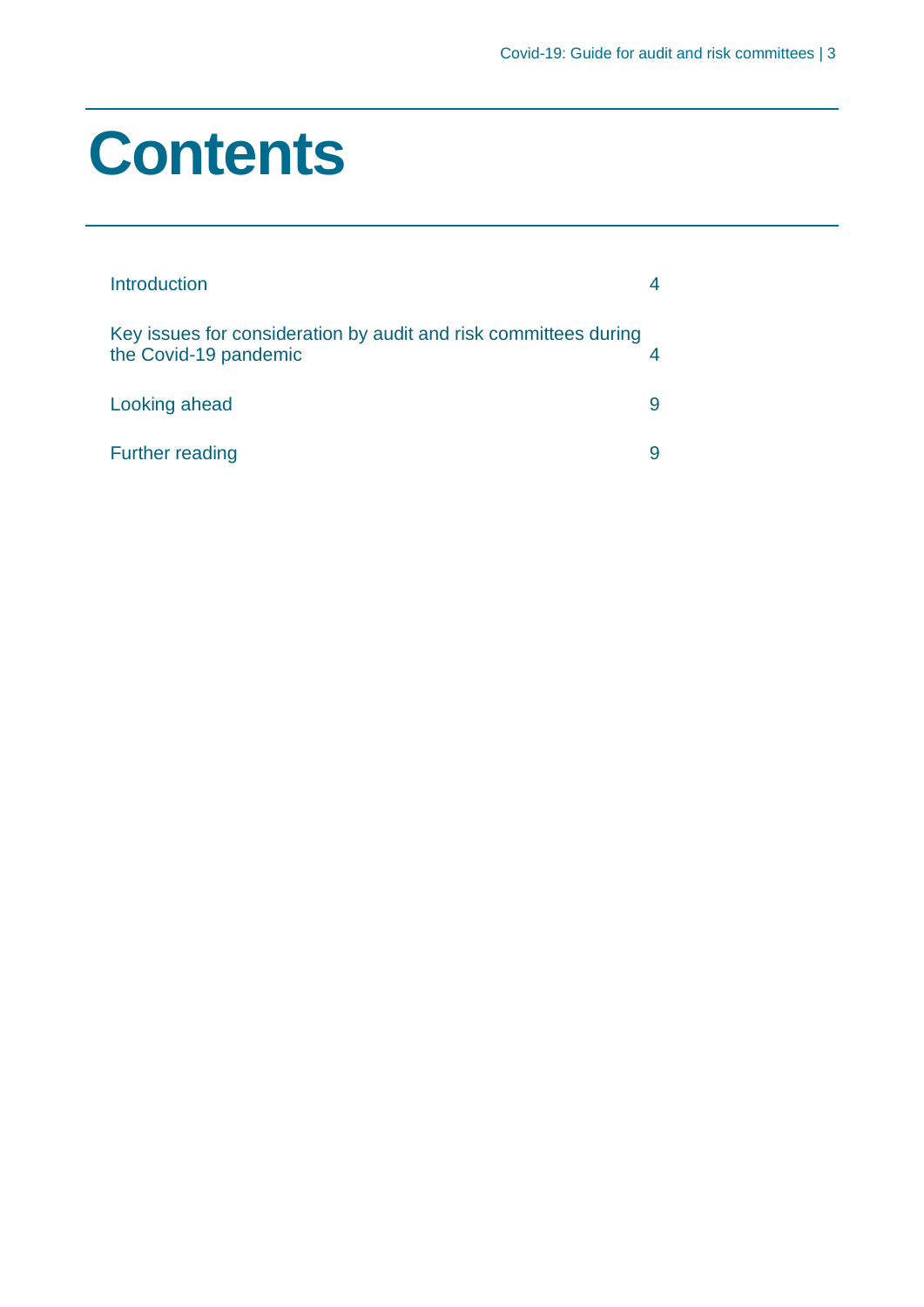# Contents

| | |
|---|---|
| Introduction | 4 |
| Key issues for consideration by audit and risk committees during the Covid-19 pandemic | 4 |
| Looking ahead | 9 |
| Further reading | 9 |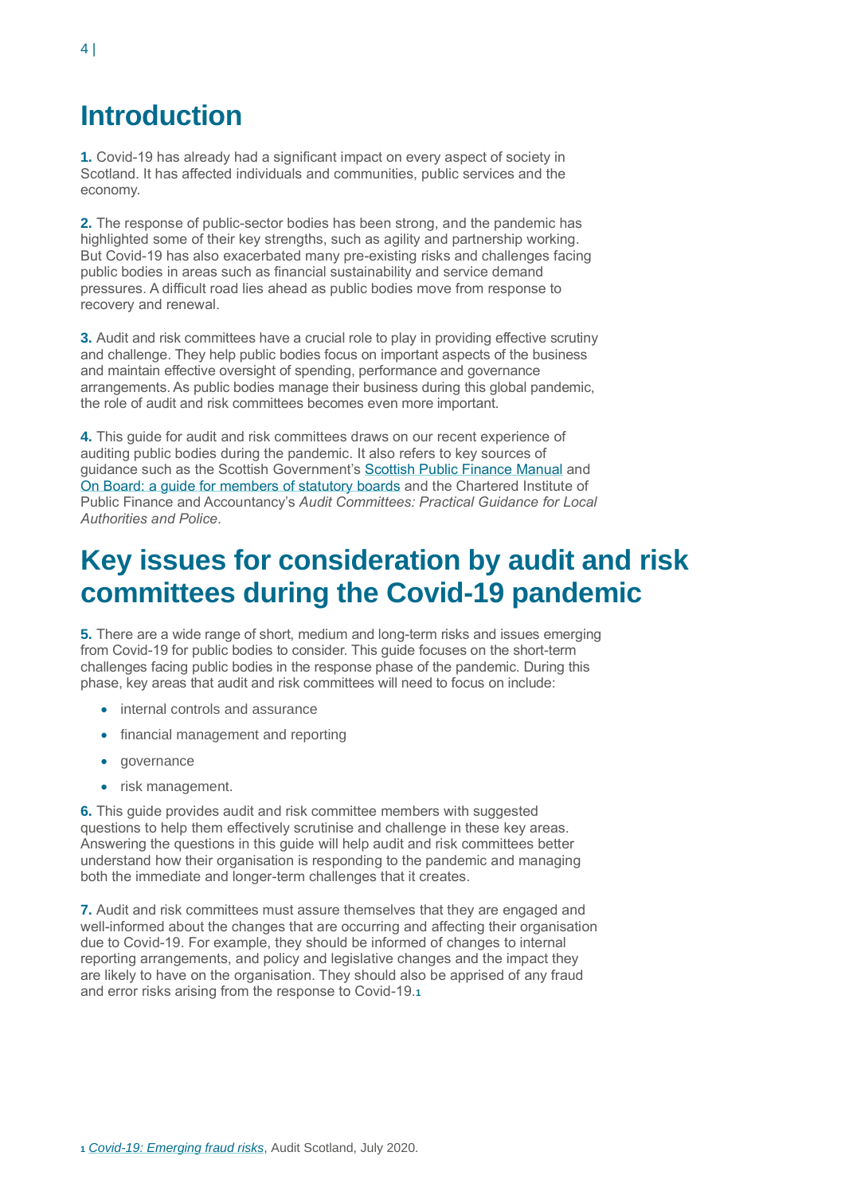# Introduction

**1.** Covid-19 has already had a significant impact on every aspect of society in Scotland. It has affected individuals and communities, public services and the economy.

**2.** The response of public-sector bodies has been strong, and the pandemic has highlighted some of their key strengths, such as agility and partnership working. But Covid-19 has also exacerbated many pre-existing risks and challenges facing public bodies in areas such as financial sustainability and service demand pressures. A difficult road lies ahead as public bodies move from response to recovery and renewal.

**3.** Audit and risk committees have a crucial role to play in providing effective scrutiny and challenge. They help public bodies focus on important aspects of the business and maintain effective oversight of spending, performance and governance arrangements. As public bodies manage their business during this global pandemic, the role of audit and risk committees becomes even more important.

**4.** This guide for audit and risk committees draws on our recent experience of auditing public bodies during the pandemic. It also refers to key sources of guidance such as the Scottish Government's Scottish Public Finance Manual and On Board: a guide for members of statutory boards and the Chartered Institute of Public Finance and Accountancy's *Audit Committees: Practical Guidance for Local Authorities and Police*.

# Key issues for consideration by audit and risk committees during the Covid-19 pandemic

**5.** There are a wide range of short, medium and long-term risks and issues emerging from Covid-19 for public bodies to consider. This guide focuses on the short-term challenges facing public bodies in the response phase of the pandemic. During this phase, key areas that audit and risk committees will need to focus on include:

- internal controls and assurance
- financial management and reporting
- governance
- risk management.

**6.** This guide provides audit and risk committee members with suggested questions to help them effectively scrutinise and challenge in these key areas. Answering the questions in this guide will help audit and risk committees better understand how their organisation is responding to the pandemic and managing both the immediate and longer-term challenges that it creates.

**7.** Audit and risk committees must assure themselves that they are engaged and well-informed about the changes that are occurring and affecting their organisation due to Covid-19. For example, they should be informed of changes to internal reporting arrangements, and policy and legislative changes and the impact they are likely to have on the organisation. They should also be apprised of any fraud and error risks arising from the response to Covid-19.[1]

[1] *Covid-19: Emerging fraud risks*, Audit Scotland, July 2020.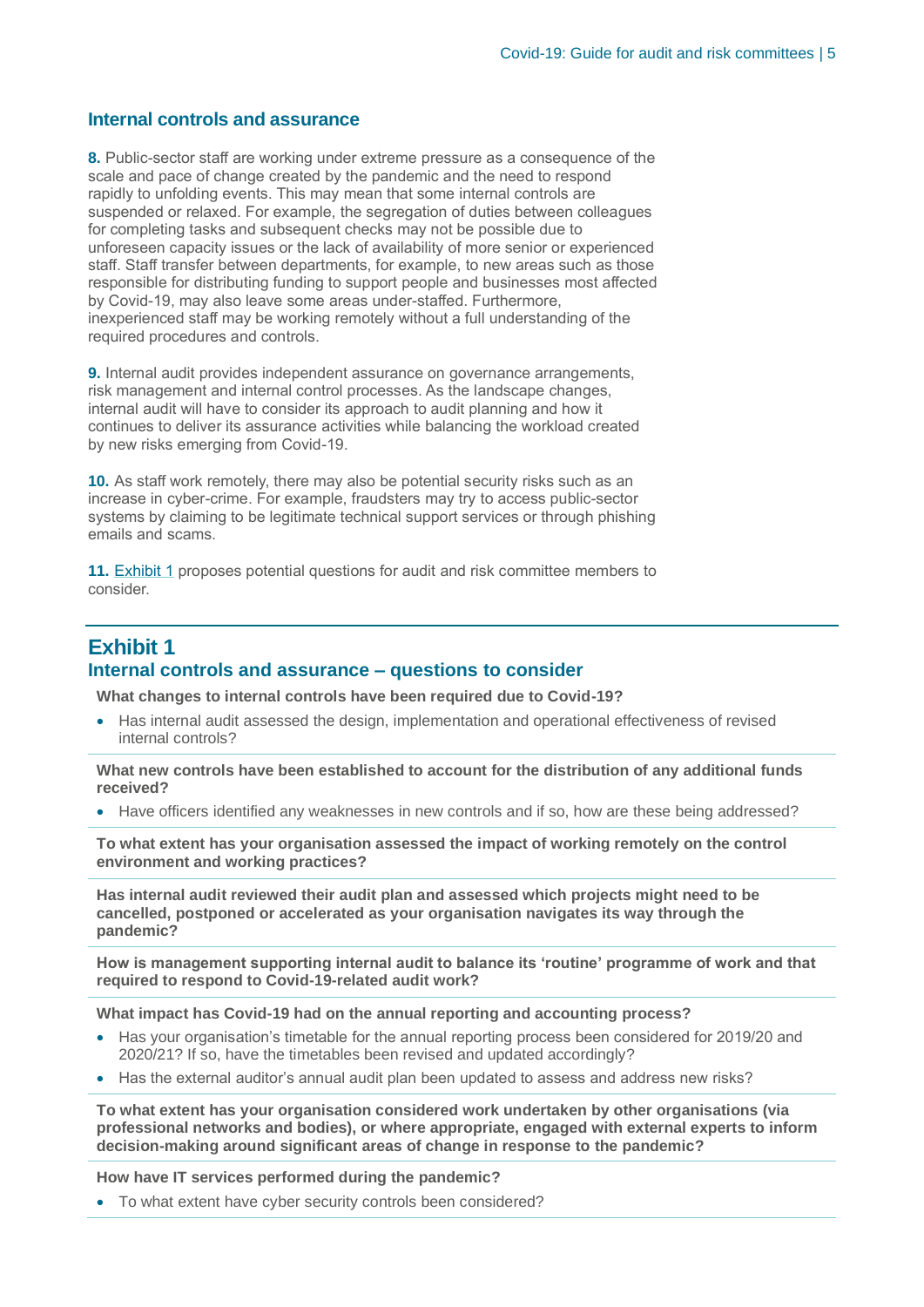## Internal controls and assurance

**8.** Public-sector staff are working under extreme pressure as a consequence of the scale and pace of change created by the pandemic and the need to respond rapidly to unfolding events. This may mean that some internal controls are suspended or relaxed. For example, the segregation of duties between colleagues for completing tasks and subsequent checks may not be possible due to unforeseen capacity issues or the lack of availability of more senior or experienced staff. Staff transfer between departments, for example, to new areas such as those responsible for distributing funding to support people and businesses most affected by Covid-19, may also leave some areas under-staffed. Furthermore, inexperienced staff may be working remotely without a full understanding of the required procedures and controls.

**9.** Internal audit provides independent assurance on governance arrangements, risk management and internal control processes. As the landscape changes, internal audit will have to consider its approach to audit planning and how it continues to deliver its assurance activities while balancing the workload created by new risks emerging from Covid-19.

**10.** As staff work remotely, there may also be potential security risks such as an increase in cyber-crime. For example, fraudsters may try to access public-sector systems by claiming to be legitimate technical support services or through phishing emails and scams.

**11.** Exhibit 1 proposes potential questions for audit and risk committee members to consider.

## Exhibit 1

### Internal controls and assurance – questions to consider

**What changes to internal controls have been required due to Covid-19?**

- Has internal audit assessed the design, implementation and operational effectiveness of revised internal controls?

**What new controls have been established to account for the distribution of any additional funds received?**

- Have officers identified any weaknesses in new controls and if so, how are these being addressed?

**To what extent has your organisation assessed the impact of working remotely on the control environment and working practices?**

**Has internal audit reviewed their audit plan and assessed which projects might need to be cancelled, postponed or accelerated as your organisation navigates its way through the pandemic?**

**How is management supporting internal audit to balance its 'routine' programme of work and that required to respond to Covid-19-related audit work?**

**What impact has Covid-19 had on the annual reporting and accounting process?**

- Has your organisation's timetable for the annual reporting process been considered for 2019/20 and 2020/21? If so, have the timetables been revised and updated accordingly?
- Has the external auditor's annual audit plan been updated to assess and address new risks?

**To what extent has your organisation considered work undertaken by other organisations (via professional networks and bodies), or where appropriate, engaged with external experts to inform decision-making around significant areas of change in response to the pandemic?**

**How have IT services performed during the pandemic?**

- To what extent have cyber security controls been considered?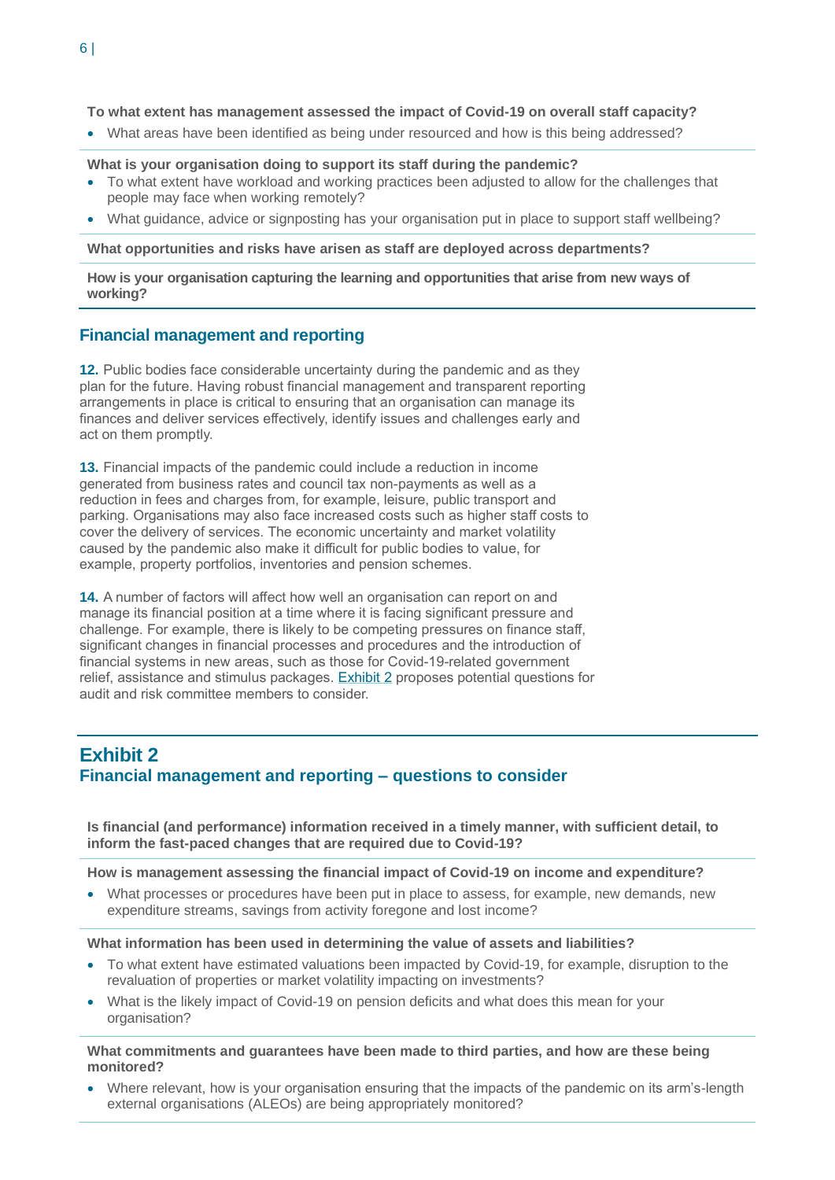**To what extent has management assessed the impact of Covid-19 on overall staff capacity?**

- What areas have been identified as being under resourced and how is this being addressed?

**What is your organisation doing to support its staff during the pandemic?**

- To what extent have workload and working practices been adjusted to allow for the challenges that people may face when working remotely?
- What guidance, advice or signposting has your organisation put in place to support staff wellbeing?

**What opportunities and risks have arisen as staff are deployed across departments?**

**How is your organisation capturing the learning and opportunities that arise from new ways of working?**

## Financial management and reporting

**12.** Public bodies face considerable uncertainty during the pandemic and as they plan for the future. Having robust financial management and transparent reporting arrangements in place is critical to ensuring that an organisation can manage its finances and deliver services effectively, identify issues and challenges early and act on them promptly.

**13.** Financial impacts of the pandemic could include a reduction in income generated from business rates and council tax non-payments as well as a reduction in fees and charges from, for example, leisure, public transport and parking. Organisations may also face increased costs such as higher staff costs to cover the delivery of services. The economic uncertainty and market volatility caused by the pandemic also make it difficult for public bodies to value, for example, property portfolios, inventories and pension schemes.

**14.** A number of factors will affect how well an organisation can report on and manage its financial position at a time where it is facing significant pressure and challenge. For example, there is likely to be competing pressures on finance staff, significant changes in financial processes and procedures and the introduction of financial systems in new areas, such as those for Covid-19-related government relief, assistance and stimulus packages. Exhibit 2 proposes potential questions for audit and risk committee members to consider.

## Exhibit 2
### Financial management and reporting – questions to consider

**Is financial (and performance) information received in a timely manner, with sufficient detail, to inform the fast-paced changes that are required due to Covid-19?**

**How is management assessing the financial impact of Covid-19 on income and expenditure?**

- What processes or procedures have been put in place to assess, for example, new demands, new expenditure streams, savings from activity foregone and lost income?

**What information has been used in determining the value of assets and liabilities?**

- To what extent have estimated valuations been impacted by Covid-19, for example, disruption to the revaluation of properties or market volatility impacting on investments?
- What is the likely impact of Covid-19 on pension deficits and what does this mean for your organisation?

**What commitments and guarantees have been made to third parties, and how are these being monitored?**

- Where relevant, how is your organisation ensuring that the impacts of the pandemic on its arm's-length external organisations (ALEOs) are being appropriately monitored?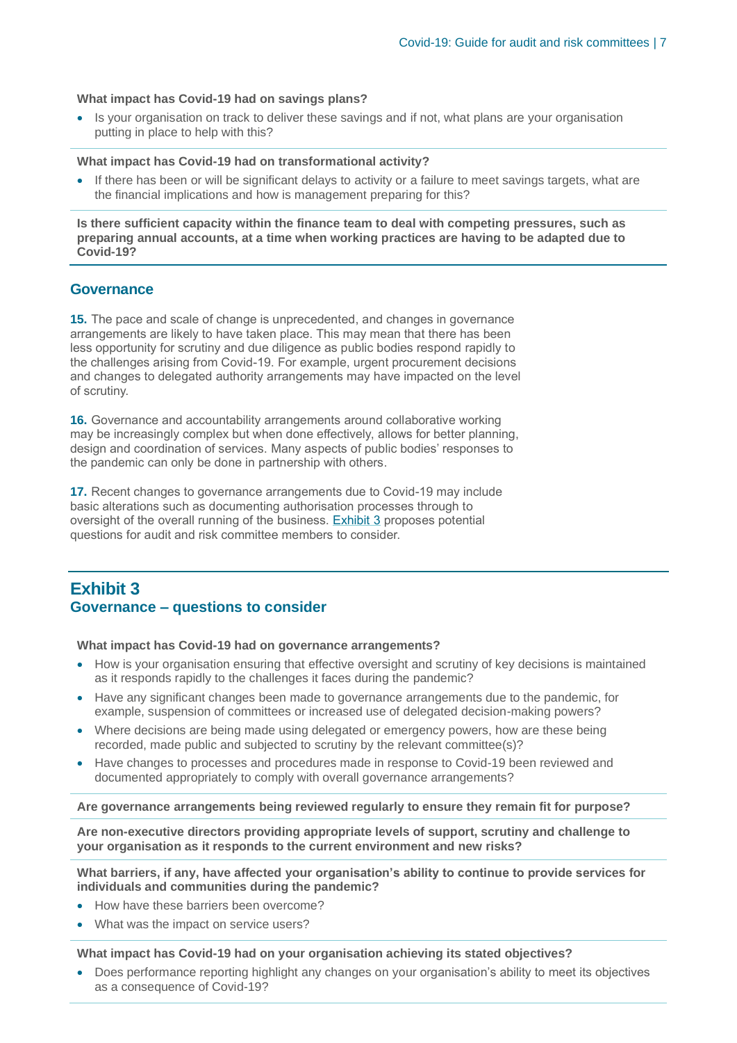**What impact has Covid-19 had on savings plans?**

- Is your organisation on track to deliver these savings and if not, what plans are your organisation putting in place to help with this?

**What impact has Covid-19 had on transformational activity?**

- If there has been or will be significant delays to activity or a failure to meet savings targets, what are the financial implications and how is management preparing for this?

**Is there sufficient capacity within the finance team to deal with competing pressures, such as preparing annual accounts, at a time when working practices are having to be adapted due to Covid-19?**

## Governance

**15.** The pace and scale of change is unprecedented, and changes in governance arrangements are likely to have taken place. This may mean that there has been less opportunity for scrutiny and due diligence as public bodies respond rapidly to the challenges arising from Covid-19. For example, urgent procurement decisions and changes to delegated authority arrangements may have impacted on the level of scrutiny.

**16.** Governance and accountability arrangements around collaborative working may be increasingly complex but when done effectively, allows for better planning, design and coordination of services. Many aspects of public bodies' responses to the pandemic can only be done in partnership with others.

**17.** Recent changes to governance arrangements due to Covid-19 may include basic alterations such as documenting authorisation processes through to oversight of the overall running of the business. Exhibit 3 proposes potential questions for audit and risk committee members to consider.

## Exhibit 3
### Governance – questions to consider

**What impact has Covid-19 had on governance arrangements?**

- How is your organisation ensuring that effective oversight and scrutiny of key decisions is maintained as it responds rapidly to the challenges it faces during the pandemic?
- Have any significant changes been made to governance arrangements due to the pandemic, for example, suspension of committees or increased use of delegated decision-making powers?
- Where decisions are being made using delegated or emergency powers, how are these being recorded, made public and subjected to scrutiny by the relevant committee(s)?
- Have changes to processes and procedures made in response to Covid-19 been reviewed and documented appropriately to comply with overall governance arrangements?

**Are governance arrangements being reviewed regularly to ensure they remain fit for purpose?**

**Are non-executive directors providing appropriate levels of support, scrutiny and challenge to your organisation as it responds to the current environment and new risks?**

**What barriers, if any, have affected your organisation's ability to continue to provide services for individuals and communities during the pandemic?**

- How have these barriers been overcome?
- What was the impact on service users?

**What impact has Covid-19 had on your organisation achieving its stated objectives?**

- Does performance reporting highlight any changes on your organisation's ability to meet its objectives as a consequence of Covid-19?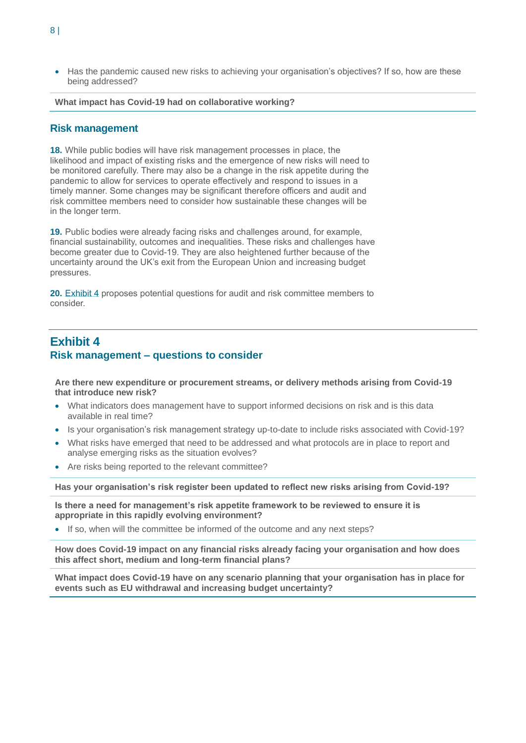- Has the pandemic caused new risks to achieving your organisation's objectives? If so, how are these being addressed?

**What impact has Covid-19 had on collaborative working?**

## Risk management

**18.** While public bodies will have risk management processes in place, the likelihood and impact of existing risks and the emergence of new risks will need to be monitored carefully. There may also be a change in the risk appetite during the pandemic to allow for services to operate effectively and respond to issues in a timely manner. Some changes may be significant therefore officers and audit and risk committee members need to consider how sustainable these changes will be in the longer term.

**19.** Public bodies were already facing risks and challenges around, for example, financial sustainability, outcomes and inequalities. These risks and challenges have become greater due to Covid-19. They are also heightened further because of the uncertainty around the UK's exit from the European Union and increasing budget pressures.

**20.** Exhibit 4 proposes potential questions for audit and risk committee members to consider.

## Exhibit 4
### Risk management – questions to consider

**Are there new expenditure or procurement streams, or delivery methods arising from Covid-19 that introduce new risk?**

- What indicators does management have to support informed decisions on risk and is this data available in real time?
- Is your organisation's risk management strategy up-to-date to include risks associated with Covid-19?
- What risks have emerged that need to be addressed and what protocols are in place to report and analyse emerging risks as the situation evolves?
- Are risks being reported to the relevant committee?

**Has your organisation's risk register been updated to reflect new risks arising from Covid-19?**

**Is there a need for management's risk appetite framework to be reviewed to ensure it is appropriate in this rapidly evolving environment?**

- If so, when will the committee be informed of the outcome and any next steps?

**How does Covid-19 impact on any financial risks already facing your organisation and how does this affect short, medium and long-term financial plans?**

**What impact does Covid-19 have on any scenario planning that your organisation has in place for events such as EU withdrawal and increasing budget uncertainty?**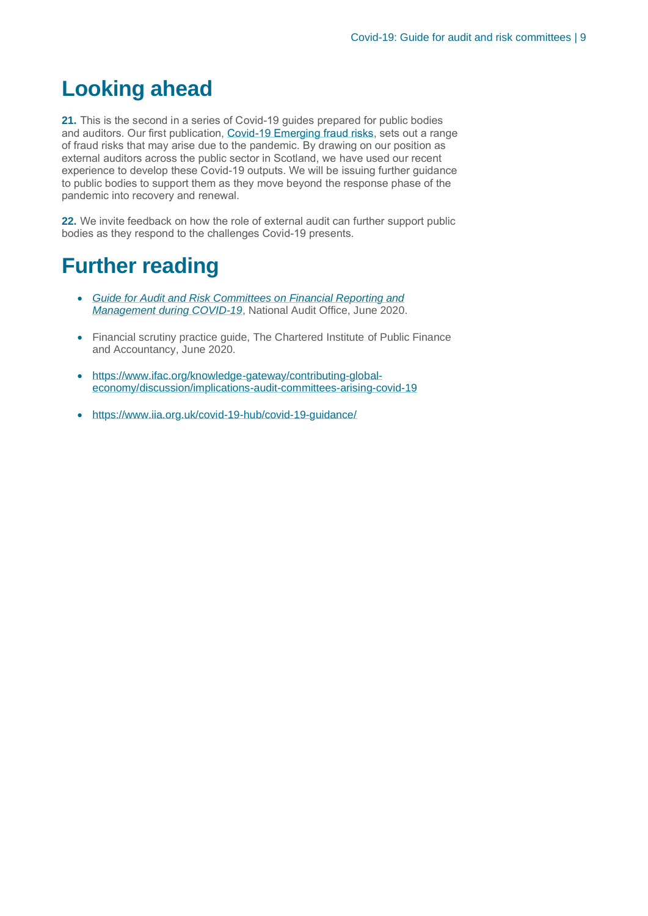# Looking ahead

**21.** This is the second in a series of Covid-19 guides prepared for public bodies and auditors. Our first publication, Covid-19 Emerging fraud risks, sets out a range of fraud risks that may arise due to the pandemic. By drawing on our position as external auditors across the public sector in Scotland, we have used our recent experience to develop these Covid-19 outputs. We will be issuing further guidance to public bodies to support them as they move beyond the response phase of the pandemic into recovery and renewal.

**22.** We invite feedback on how the role of external audit can further support public bodies as they respond to the challenges Covid-19 presents.

# Further reading

- *Guide for Audit and Risk Committees on Financial Reporting and Management during COVID-19*, National Audit Office, June 2020.
- Financial scrutiny practice guide, The Chartered Institute of Public Finance and Accountancy, June 2020.
- https://www.ifac.org/knowledge-gateway/contributing-global-economy/discussion/implications-audit-committees-arising-covid-19
- https://www.iia.org.uk/covid-19-hub/covid-19-guidance/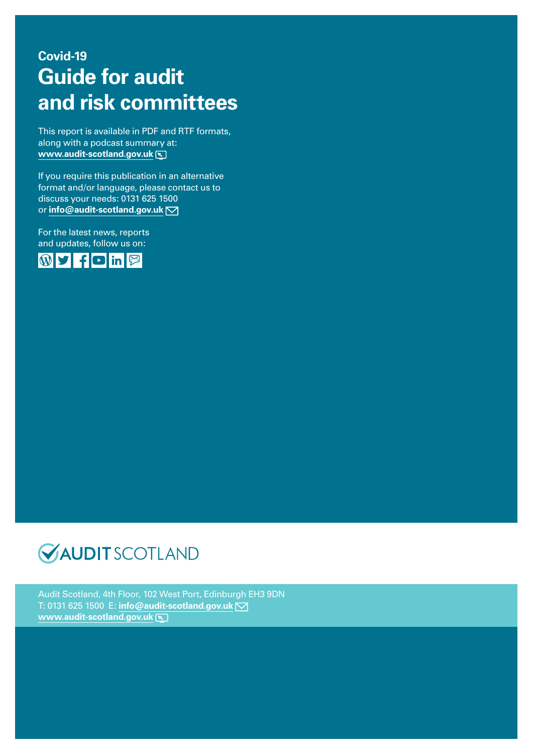Covid-19

# Guide for audit and risk committees

This report is available in PDF and RTF formats, along with a podcast summary at: **www.audit-scotland.gov.uk**

If you require this publication in an alternative format and/or language, please contact us to discuss your needs: 0131 625 1500 or **info@audit-scotland.gov.uk**

For the latest news, reports and updates, follow us on:

AUDIT SCOTLAND

Audit Scotland, 4th Floor, 102 West Port, Edinburgh EH3 9DN
T: 0131 625 1500 E: **info@audit-scotland.gov.uk**
**www.audit-scotland.gov.uk**